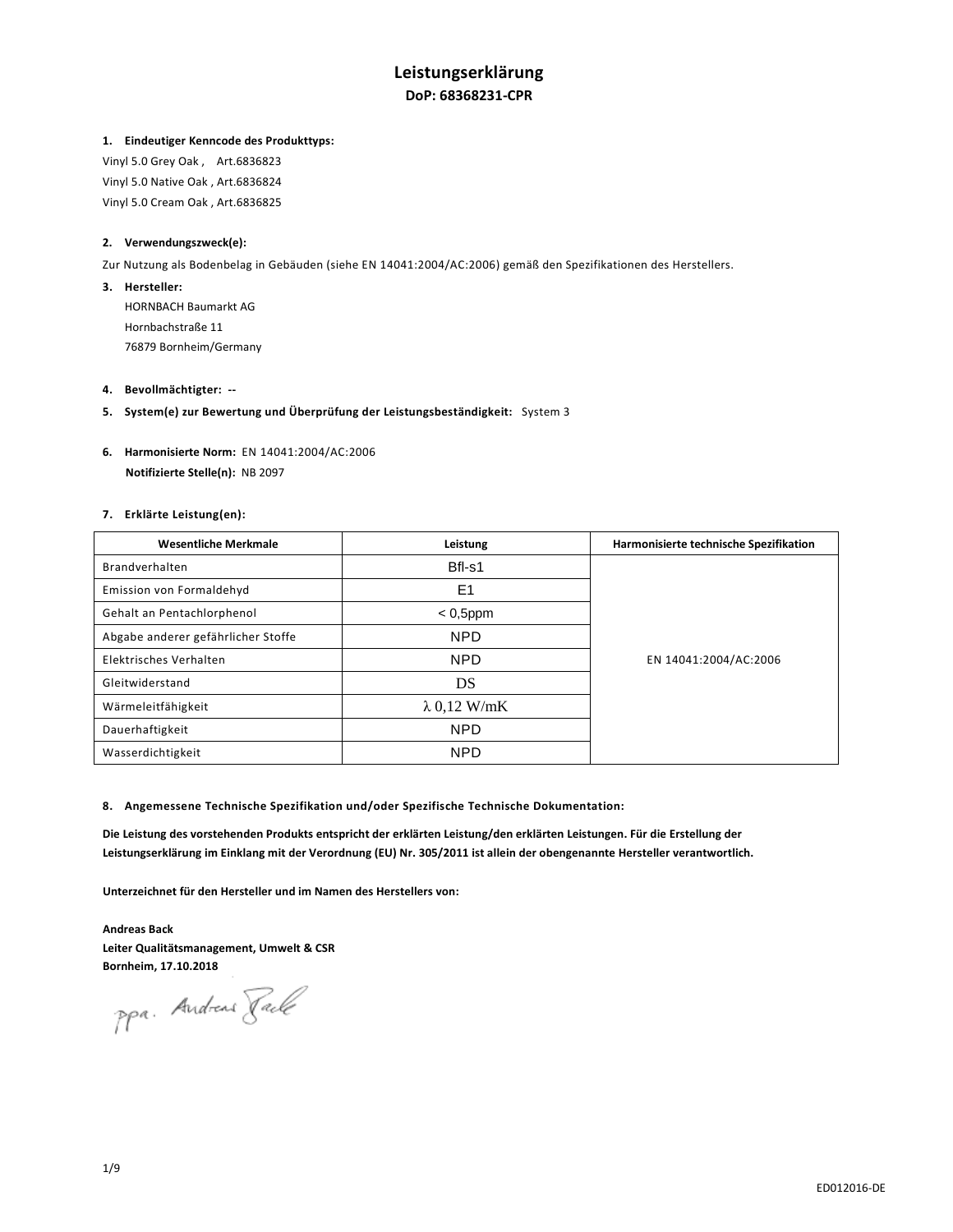# Leistungserklärung

## DoP: 68368231-CPR

**1. Eindeutiger Kenncode des Produkttyps:**

Vinyl 5.0 Grey Oak , Art.6836823
Vinyl 5.0 Native Oak , Art.6836824
Vinyl 5.0 Cream Oak , Art.6836825

**2. Verwendungszweck(e):**

Zur Nutzung als Bodenbelag in Gebäuden (siehe EN 14041:2004/AC:2006) gemäß den Spezifikationen des Herstellers.

**3. Hersteller:**

HORNBACH Baumarkt AG
Hornbachstraße 11
76879 Bornheim/Germany

**4. Bevollmächtigter:** --

**5. System(e) zur Bewertung und Überprüfung der Leistungsbeständigkeit:** System 3

**6. Harmonisierte Norm:** EN 14041:2004/AC:2006
**Notifizierte Stelle(n):** NB 2097

**7. Erklärte Leistung(en):**

| Wesentliche Merkmale | Leistung | Harmonisierte technische Spezifikation |
|---|---|---|
| Brandverhalten | Bfl-s1 | EN 14041:2004/AC:2006 |
| Emission von Formaldehyd | E1 | |
| Gehalt an Pentachlorphenol | < 0,5ppm | |
| Abgabe anderer gefährlicher Stoffe | NPD | |
| Elektrisches Verhalten | NPD | |
| Gleitwiderstand | DS | |
| Wärmeleitfähigkeit | λ 0,12 W/mK | |
| Dauerhaftigkeit | NPD | |
| Wasserdichtigkeit | NPD | |

**8. Angemessene Technische Spezifikation und/oder Spezifische Technische Dokumentation:**

**Die Leistung des vorstehenden Produkts entspricht der erklärten Leistung/den erklärten Leistungen. Für die Erstellung der Leistungserklärung im Einklang mit der Verordnung (EU) Nr. 305/2011 ist allein der obengenannte Hersteller verantwortlich.**

**Unterzeichnet für den Hersteller und im Namen des Herstellers von:**

**Andreas Back**
**Leiter Qualitätsmanagement, Umwelt & CSR**
**Bornheim, 17.10.2018**

ppa. Andreas Back

ED012016-DE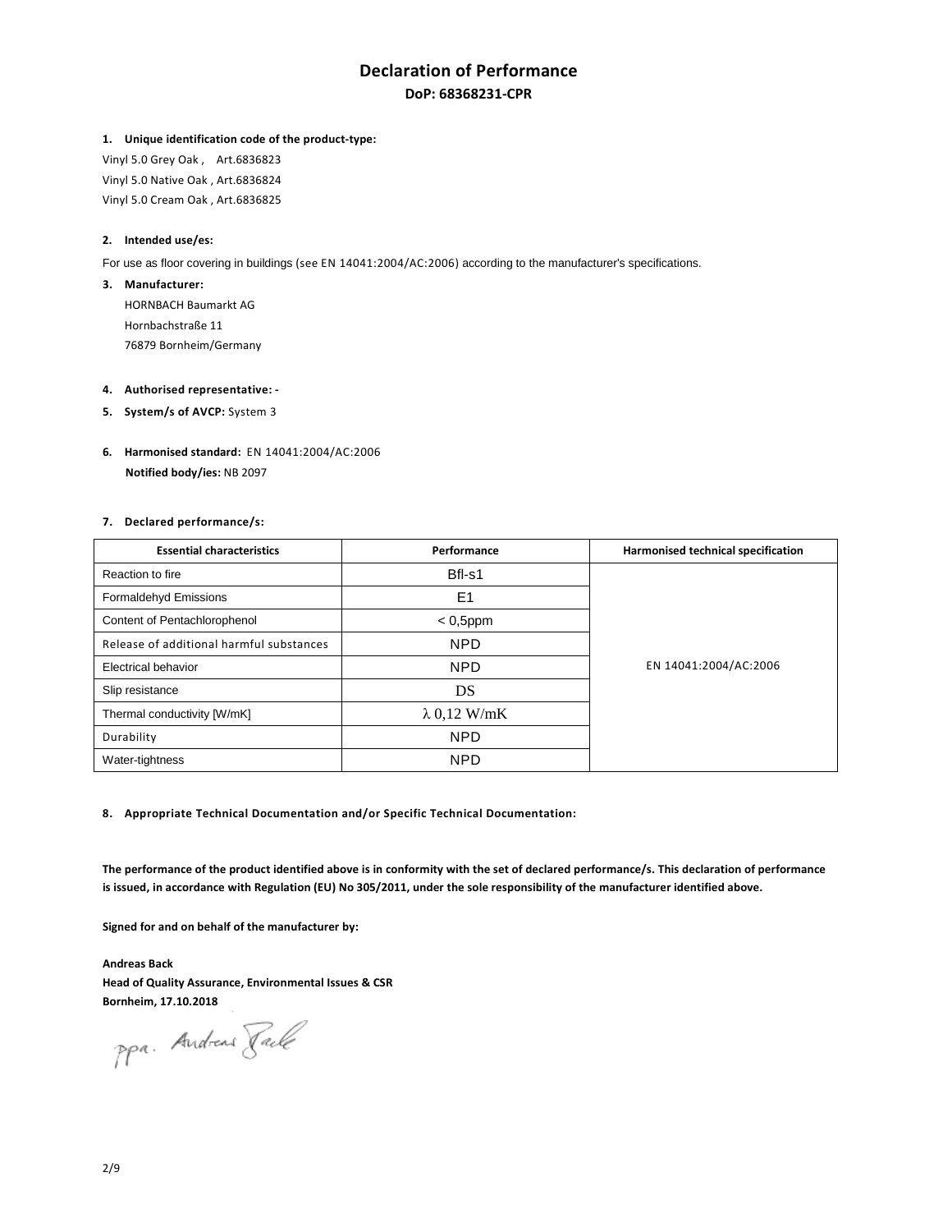# Declaration of Performance

## DoP: 68368231-CPR

**1. Unique identification code of the product-type:**

Vinyl 5.0 Grey Oak , Art.6836823
Vinyl 5.0 Native Oak , Art.6836824
Vinyl 5.0 Cream Oak , Art.6836825

**2. Intended use/es:**

For use as floor covering in buildings (see EN 14041:2004/AC:2006) according to the manufacturer's specifications.

**3. Manufacturer:**

HORNBACH Baumarkt AG
Hornbachstraße 11
76879 Bornheim/Germany

**4. Authorised representative: -**

**5. System/s of AVCP:** System 3

**6. Harmonised standard:** EN 14041:2004/AC:2006
**Notified body/ies:** NB 2097

**7. Declared performance/s:**

| Essential characteristics | Performance | Harmonised technical specification |
|---|---|---|
| Reaction to fire | Bfl-s1 | EN 14041:2004/AC:2006 |
| Formaldehyd Emissions | E1 | |
| Content of Pentachlorophenol | < 0,5ppm | |
| Release of additional harmful substances | NPD | |
| Electrical behavior | NPD | |
| Slip resistance | DS | |
| Thermal conductivity [W/mK] | λ 0,12 W/mK | |
| Durability | NPD | |
| Water-tightness | NPD | |

**8. Appropriate Technical Documentation and/or Specific Technical Documentation:**

**The performance of the product identified above is in conformity with the set of declared performance/s. This declaration of performance is issued, in accordance with Regulation (EU) No 305/2011, under the sole responsibility of the manufacturer identified above.**

**Signed for and on behalf of the manufacturer by:**

**Andreas Back**
**Head of Quality Assurance, Environmental Issues & CSR**
**Bornheim, 17.10.2018**

ppa. Andreas Back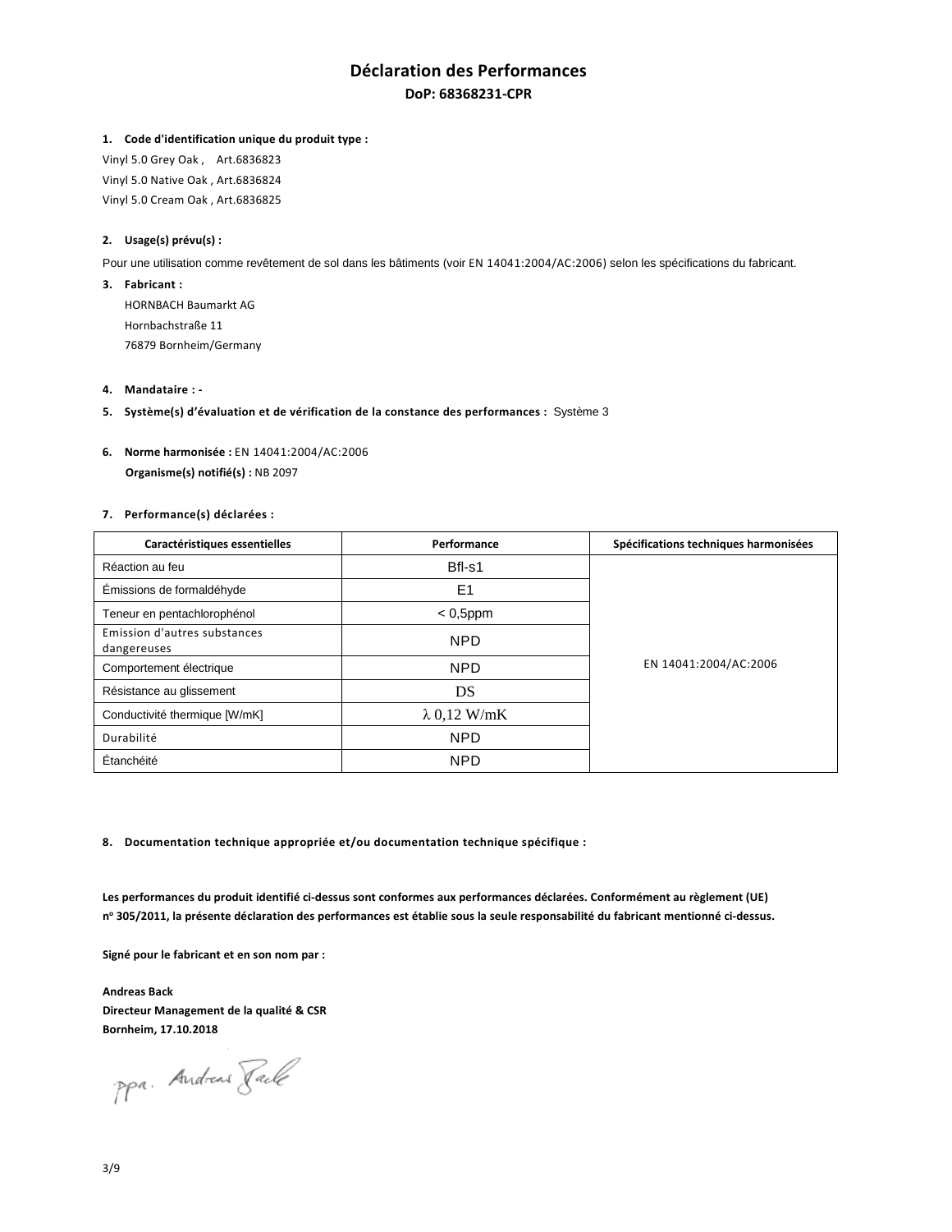# Déclaration des Performances

**DoP: 68368231-CPR**

1. **Code d'identification unique du produit type :**

Vinyl 5.0 Grey Oak , Art.6836823
Vinyl 5.0 Native Oak , Art.6836824
Vinyl 5.0 Cream Oak , Art.6836825

2. **Usage(s) prévu(s) :**

Pour une utilisation comme revêtement de sol dans les bâtiments (voir EN 14041:2004/AC:2006) selon les spécifications du fabricant.

3. **Fabricant :**

HORNBACH Baumarkt AG
Hornbachstraße 11
76879 Bornheim/Germany

4. **Mandataire : -**

5. **Système(s) d'évaluation et de vérification de la constance des performances :** Système 3

6. **Norme harmonisée :** EN 14041:2004/AC:2006
**Organisme(s) notifié(s) :** NB 2097

7. **Performance(s) déclarées :**

| Caractéristiques essentielles | Performance | Spécifications techniques harmonisées |
|---|---|---|
| Réaction au feu | Bfl-s1 | EN 14041:2004/AC:2006 |
| Émissions de formaldéhyde | E1 | |
| Teneur en pentachlorophénol | < 0,5ppm | |
| Emission d'autres substances dangereuses | NPD | |
| Comportement électrique | NPD | |
| Résistance au glissement | DS | |
| Conductivité thermique [W/mK] | λ 0,12 W/mK | |
| Durabilité | NPD | |
| Étanchéité | NPD | |

8. **Documentation technique appropriée et/ou documentation technique spécifique :**

**Les performances du produit identifié ci-dessus sont conformes aux performances déclarées. Conformément au règlement (UE) n° 305/2011, la présente déclaration des performances est établie sous la seule responsabilité du fabricant mentionné ci-dessus.**

**Signé pour le fabricant et en son nom par :**

**Andreas Back**
**Directeur Management de la qualité & CSR**
**Bornheim, 17.10.2018**

ppa. Andreas Back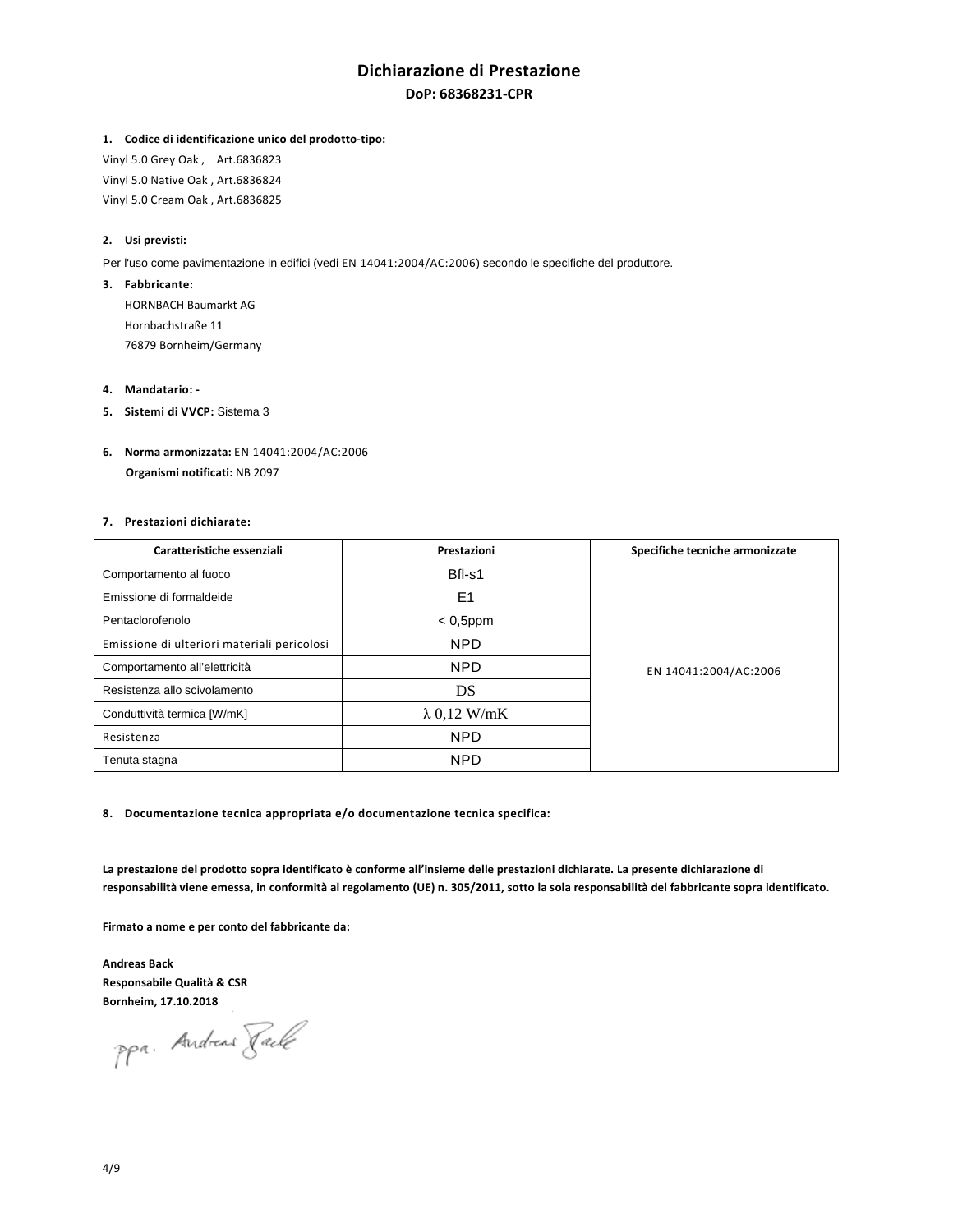# Dichiarazione di Prestazione

**DoP: 68368231-CPR**

1. **Codice di identificazione unico del prodotto-tipo:**

Vinyl 5.0 Grey Oak , Art.6836823
Vinyl 5.0 Native Oak , Art.6836824
Vinyl 5.0 Cream Oak , Art.6836825

2. **Usi previsti:**

Per l'uso come pavimentazione in edifici (vedi EN 14041:2004/AC:2006) secondo le specifiche del produttore.

3. **Fabbricante:**

HORNBACH Baumarkt AG
Hornbachstraße 11
76879 Bornheim/Germany

4. **Mandatario:** -
5. **Sistemi di VVCP:** Sistema 3
6. **Norma armonizzata:** EN 14041:2004/AC:2006

**Organismi notificati:** NB 2097

7. **Prestazioni dichiarate:**

| Caratteristiche essenziali | Prestazioni | Specifiche tecniche armonizzate |
|---|---|---|
| Comportamento al fuoco | Bfl-s1 | EN 14041:2004/AC:2006 |
| Emissione di formaldeide | E1 | |
| Pentaclorofenolo | < 0,5ppm | |
| Emissione di ulteriori materiali pericolosi | NPD | |
| Comportamento all'elettricità | NPD | |
| Resistenza allo scivolamento | DS | |
| Conduttività termica [W/mK] | λ 0,12 W/mK | |
| Resistenza | NPD | |
| Tenuta stagna | NPD | |

8. **Documentazione tecnica appropriata e/o documentazione tecnica specifica:**

**La prestazione del prodotto sopra identificato è conforme all'insieme delle prestazioni dichiarate. La presente dichiarazione di responsabilità viene emessa, in conformità al regolamento (UE) n. 305/2011, sotto la sola responsabilità del fabbricante sopra identificato.**

**Firmato a nome e per conto del fabbricante da:**

**Andreas Back**
**Responsabile Qualità & CSR**
**Bornheim, 17.10.2018**

ppa. Andreas Back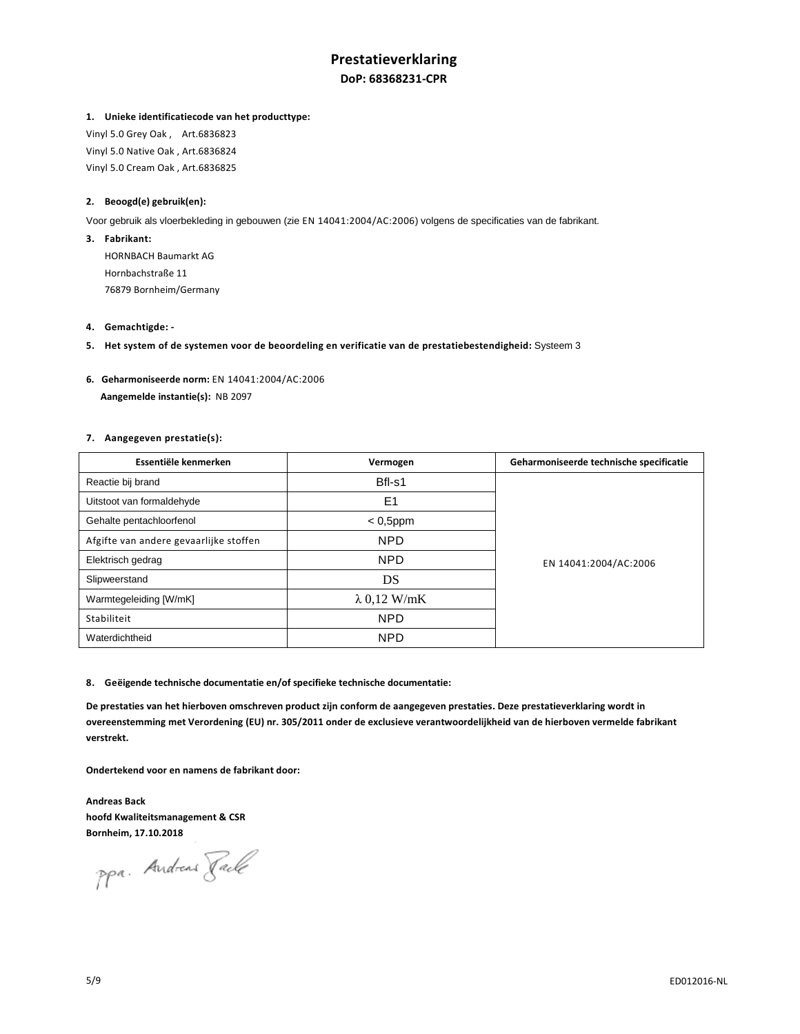# Prestatieverklaring

## DoP: 68368231-CPR

**1. Unieke identificatiecode van het producttype:**

Vinyl 5.0 Grey Oak , Art.6836823
Vinyl 5.0 Native Oak , Art.6836824
Vinyl 5.0 Cream Oak , Art.6836825

**2. Beoogd(e) gebruik(en):**

Voor gebruik als vloerbekleding in gebouwen (zie EN 14041:2004/AC:2006) volgens de specificaties van de fabrikant.

**3. Fabrikant:**

HORNBACH Baumarkt AG
Hornbachstraße 11
76879 Bornheim/Germany

**4. Gemachtigde: -**

**5. Het system of de systemen voor de beoordeling en verificatie van de prestatiebestendigheid:** Systeem 3

**6. Geharmoniseerde norm:** EN 14041:2004/AC:2006

**Aangemelde instantie(s):** NB 2097

**7. Aangegeven prestatie(s):**

| Essentiële kenmerken | Vermogen | Geharmoniseerde technische specificatie |
|---|---|---|
| Reactie bij brand | Bfl-s1 | EN 14041:2004/AC:2006 |
| Uitstoot van formaldehyde | E1 | |
| Gehalte pentachloorfenol | < 0,5ppm | |
| Afgifte van andere gevaarlijke stoffen | NPD | |
| Elektrisch gedrag | NPD | |
| Slipweerstand | DS | |
| Warmtegeleiding [W/mK] | $\lambda$ 0,12 W/mK | |
| Stabiliteit | NPD | |
| Waterdichtheid | NPD | |

**8. Geëigende technische documentatie en/of specifieke technische documentatie:**

**De prestaties van het hierboven omschreven product zijn conform de aangegeven prestaties. Deze prestatieverklaring wordt in overeenstemming met Verordening (EU) nr. 305/2011 onder de exclusieve verantwoordelijkheid van de hierboven vermelde fabrikant verstrekt.**

**Ondertekend voor en namens de fabrikant door:**

**Andreas Back**
**hoofd Kwaliteitsmanagement & CSR**
**Bornheim, 17.10.2018**

ppa. Andreas Back

ED012016-NL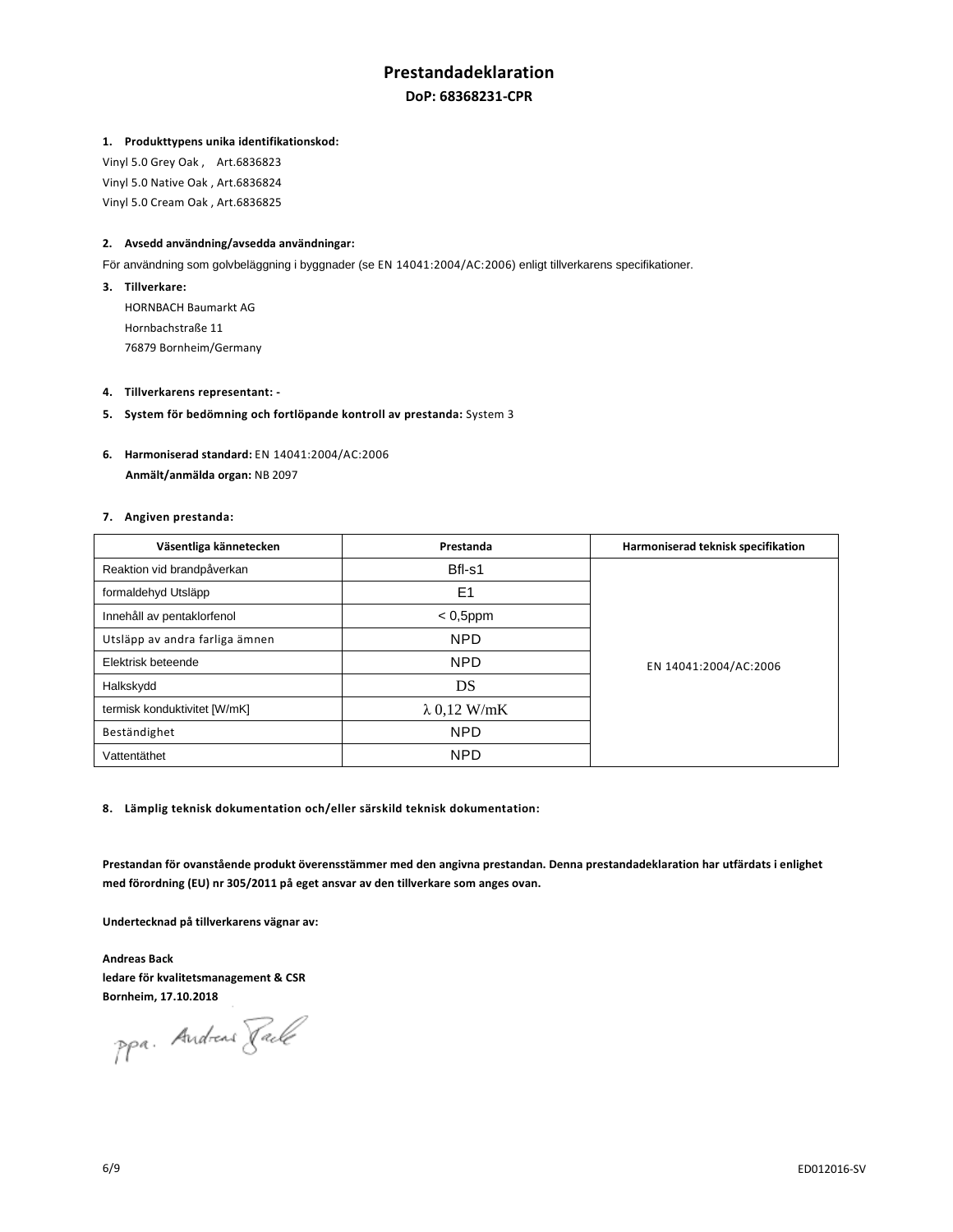# Prestandadeklaration

**DoP: 68368231-CPR**

**1. Produkttypens unika identifikationskod:**

Vinyl 5.0 Grey Oak , Art.6836823
Vinyl 5.0 Native Oak , Art.6836824
Vinyl 5.0 Cream Oak , Art.6836825

**2. Avsedd användning/avsedda användningar:**

För användning som golvbeläggning i byggnader (se EN 14041:2004/AC:2006) enligt tillverkarens specifikationer.

**3. Tillverkare:**

HORNBACH Baumarkt AG
Hornbachstraße 11
76879 Bornheim/Germany

**4. Tillverkarens representant: -**

**5. System för bedömning och fortlöpande kontroll av prestanda:** System 3

**6. Harmoniserad standard:** EN 14041:2004/AC:2006
**Anmält/anmälda organ:** NB 2097

**7. Angiven prestanda:**

| Väsentliga kännetecken | Prestanda | Harmoniserad teknisk specifikation |
|---|---|---|
| Reaktion vid brandpåverkan | Bfl-s1 | EN 14041:2004/AC:2006 |
| formaldehyd Utsläpp | E1 | |
| Innehåll av pentaklorfenol | < 0,5ppm | |
| Utsläpp av andra farliga ämnen | NPD | |
| Elektrisk beteende | NPD | |
| Halkskydd | DS | |
| termisk konduktivitet [W/mK] | λ 0,12 W/mK | |
| Beständighet | NPD | |
| Vattentäthet | NPD | |

**8. Lämplig teknisk dokumentation och/eller särskild teknisk dokumentation:**

**Prestandan för ovanstående produkt överensstämmer med den angivna prestandan. Denna prestandadeklaration har utfärdats i enlighet med förordning (EU) nr 305/2011 på eget ansvar av den tillverkare som anges ovan.**

**Undertecknad på tillverkarens vägnar av:**

**Andreas Back**
**ledare för kvalitetsmanagement & CSR**
**Bornheim, 17.10.2018**

ppa. Andreas Back

ED012016-SV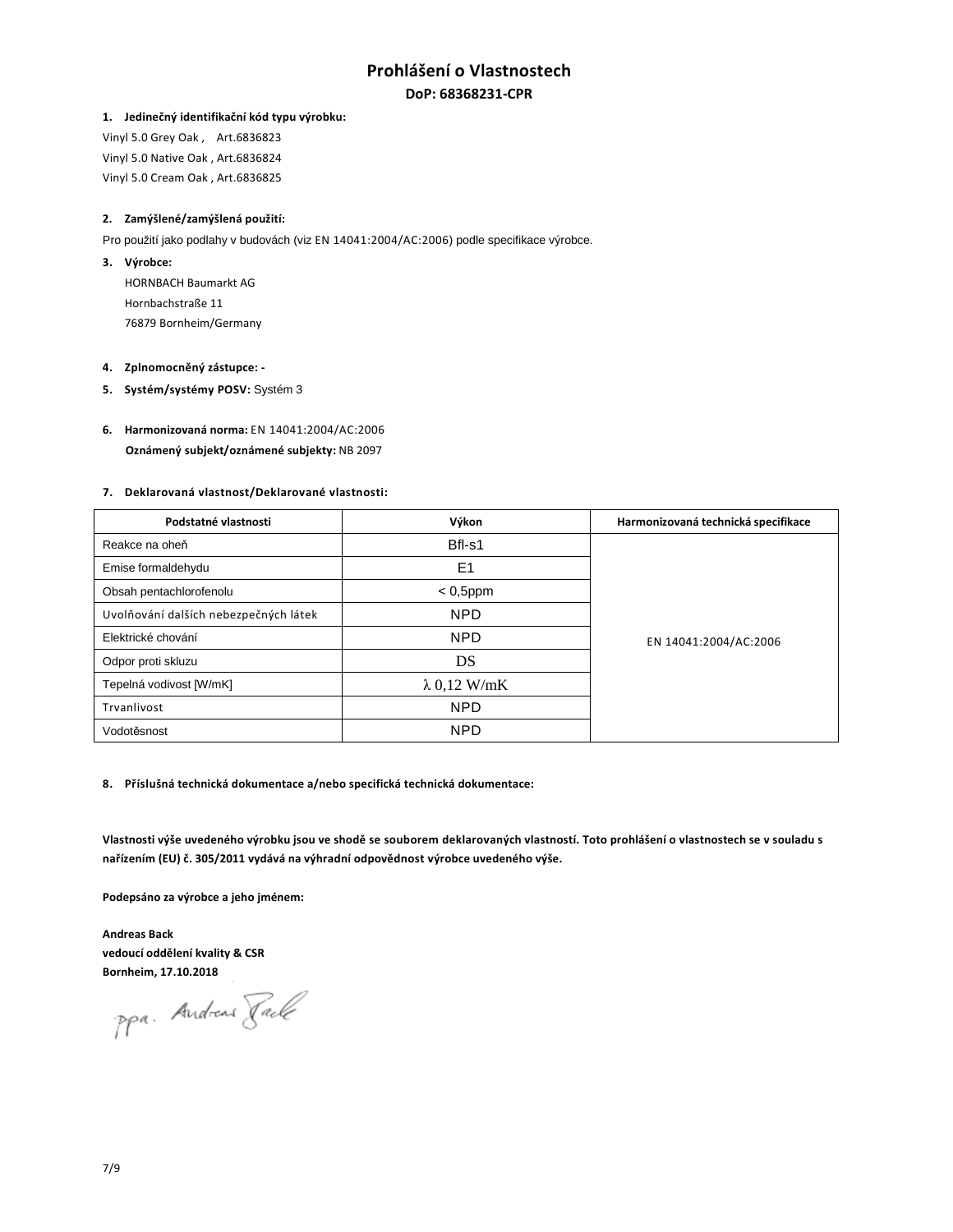# Prohlášení o Vlastnostech

**DoP: 68368231-CPR**

**1. Jedinečný identifikační kód typu výrobku:**

Vinyl 5.0 Grey Oak , Art.6836823

Vinyl 5.0 Native Oak , Art.6836824

Vinyl 5.0 Cream Oak , Art.6836825

**2. Zamýšlené/zamýšlená použití:**

Pro použití jako podlahy v budovách (viz EN 14041:2004/AC:2006) podle specifikace výrobce.

**3. Výrobce:**

HORNBACH Baumarkt AG
Hornbachstraße 11
76879 Bornheim/Germany

**4. Zplnomocněný zástupce: -**

**5. Systém/systémy POSV:** Systém 3

**6. Harmonizovaná norma:** EN 14041:2004/AC:2006

**Oznámený subjekt/oznámené subjekty:** NB 2097

**7. Deklarovaná vlastnost/Deklarované vlastnosti:**

| Podstatné vlastnosti | Výkon | Harmonizovaná technická specifikace |
|---|---|---|
| Reakce na oheň | Bfl-s1 | EN 14041:2004/AC:2006 |
| Emise formaldehydu | E1 | |
| Obsah pentachlorofenolu | < 0,5ppm | |
| Uvolňování dalších nebezpečných látek | NPD | |
| Elektrické chování | NPD | |
| Odpor proti skluzu | DS | |
| Tepelná vodivost [W/mK] | λ 0,12 W/mK | |
| Trvanlivost | NPD | |
| Vodotěsnost | NPD | |

**8. Příslušná technická dokumentace a/nebo specifická technická dokumentace:**

**Vlastnosti výše uvedeného výrobku jsou ve shodě se souborem deklarovaných vlastností. Toto prohlášení o vlastnostech se v souladu s nařízením (EU) č. 305/2011 vydává na výhradní odpovědnost výrobce uvedeného výše.**

**Podepsáno za výrobce a jeho jménem:**

**Andreas Back**
**vedoucí oddělení kvality & CSR**
**Bornheim, 17.10.2018**

ppa. Andreas Back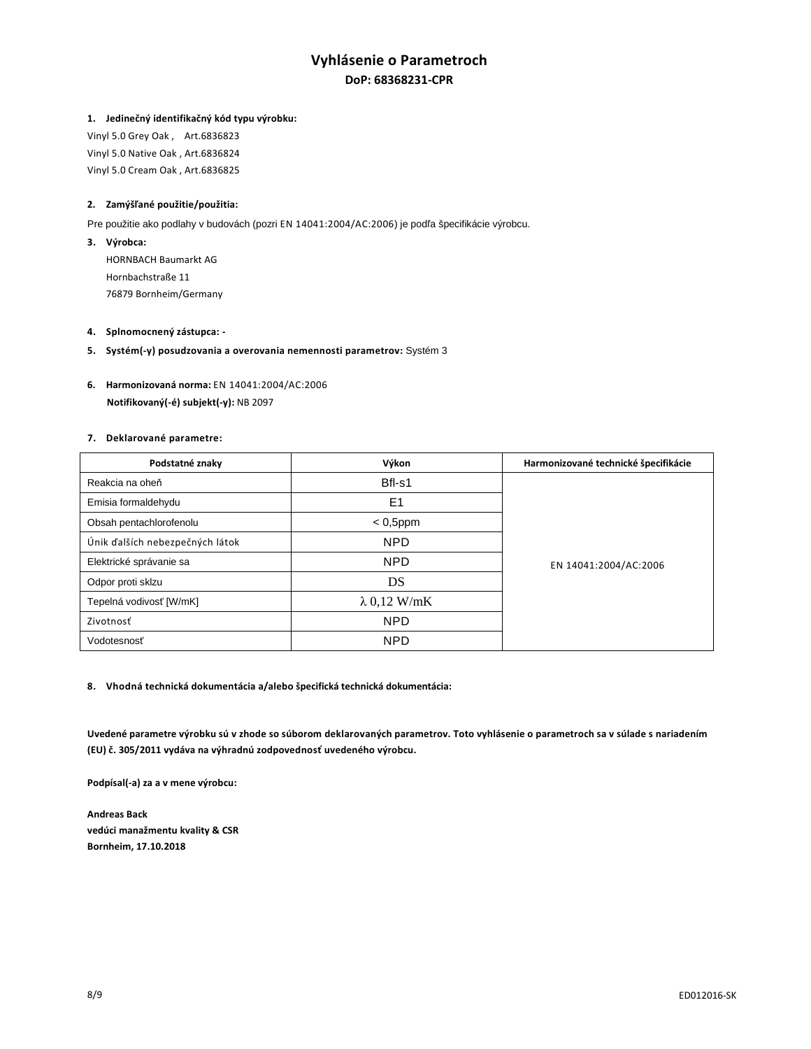# Vyhlásenie o Parametroch

## DoP: 68368231-CPR

**1. Jedinečný identifikačný kód typu výrobku:**

Vinyl 5.0 Grey Oak , Art.6836823

Vinyl 5.0 Native Oak , Art.6836824

Vinyl 5.0 Cream Oak , Art.6836825

**2. Zamýšľané použitie/použitia:**

Pre použitie ako podlahy v budovách (pozri EN 14041:2004/AC:2006) je podľa špecifikácie výrobcu.

**3. Výrobca:**

HORNBACH Baumarkt AG
Hornbachstraße 11
76879 Bornheim/Germany

**4. Splnomocnený zástupca: -**

**5. Systém(-y) posudzovania a overovania nemennosti parametrov:** Systém 3

**6. Harmonizovaná norma:** EN 14041:2004/AC:2006

**Notifikovaný(-é) subjekt(-y):** NB 2097

**7. Deklarované parametre:**

| Podstatné znaky | Výkon | Harmonizované technické špecifikácie |
|---|---|---|
| Reakcia na oheň | Bfl-s1 | EN 14041:2004/AC:2006 |
| Emisia formaldehydu | E1 | |
| Obsah pentachlorofenolu | < 0,5ppm | |
| Únik ďalších nebezpečných látok | NPD | |
| Elektrické správanie sa | NPD | |
| Odpor proti sklzu | DS | |
| Tepelná vodivosť [W/mK] | λ 0,12 W/mK | |
| Zivotnosť | NPD | |
| Vodotesnosť | NPD | |

**8. Vhodná technická dokumentácia a/alebo špecifická technická dokumentácia:**

**Uvedené parametre výrobku sú v zhode so súborom deklarovaných parametrov. Toto vyhlásenie o parametroch sa v súlade s nariadením (EU) č. 305/2011 vydáva na výhradnú zodpovednosť uvedeného výrobcu.**

**Podpísal(-a) za a v mene výrobcu:**

**Andreas Back**
**vedúci manažmentu kvality & CSR**
**Bornheim, 17.10.2018**

ED012016-SK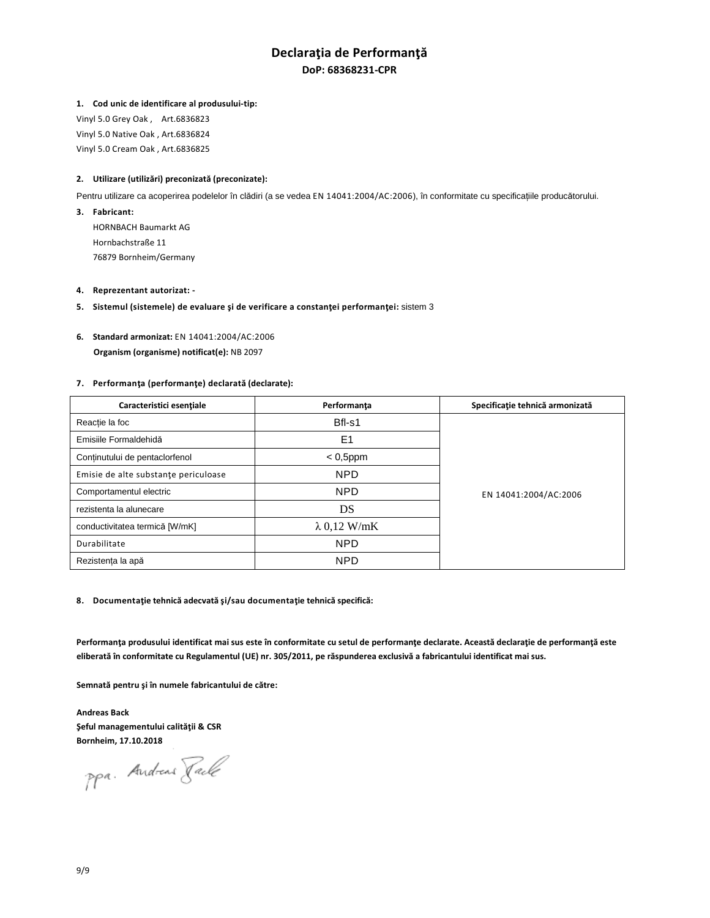# Declaraţia de Performanţă

**DoP: 68368231-CPR**

**1. Cod unic de identificare al produsului-tip:**

Vinyl 5.0 Grey Oak , Art.6836823

Vinyl 5.0 Native Oak , Art.6836824

Vinyl 5.0 Cream Oak , Art.6836825

**2. Utilizare (utilizări) preconizată (preconizate):**

Pentru utilizare ca acoperirea podelelor în clădiri (a se vedea EN 14041:2004/AC:2006), în conformitate cu specificațiile producătorului.

**3. Fabricant:**

HORNBACH Baumarkt AG
Hornbachstraße 11
76879 Bornheim/Germany

**4. Reprezentant autorizat: -**

**5. Sistemul (sistemele) de evaluare şi de verificare a constanţei performanţei:** sistem 3

**6. Standard armonizat:** EN 14041:2004/AC:2006

**Organism (organisme) notificat(e):** NB 2097

**7. Performanţa (performanţe) declarată (declarate):**

| Caracteristici esenţiale | Performanţa | Specificaţie tehnică armonizată |
|---|---|---|
| Reacție la foc | Bfl-s1 | EN 14041:2004/AC:2006 |
| Emisiile Formaldehidă | E1 | |
| Conținutului de pentaclorfenol | < 0,5ppm | |
| Emisie de alte substanţe periculoase | NPD | |
| Comportamentul electric | NPD | |
| rezistenta la alunecare | DS | |
| conductivitatea termică [W/mK] | λ 0,12 W/mK | |
| Durabilitate | NPD | |
| Rezistența la apă | NPD | |

**8. Documentaţie tehnică adecvată şi/sau documentaţie tehnică specifică:**

**Performanţa produsului identificat mai sus este în conformitate cu setul de performanţe declarate. Această declaraţie de performanţă este eliberată în conformitate cu Regulamentul (UE) nr. 305/2011, pe răspunderea exclusivă a fabricantului identificat mai sus.**

**Semnată pentru şi în numele fabricantului de către:**

**Andreas Back**
**Şeful managementului calităţii & CSR**
**Bornheim, 17.10.2018**

ppa. Andreas Back